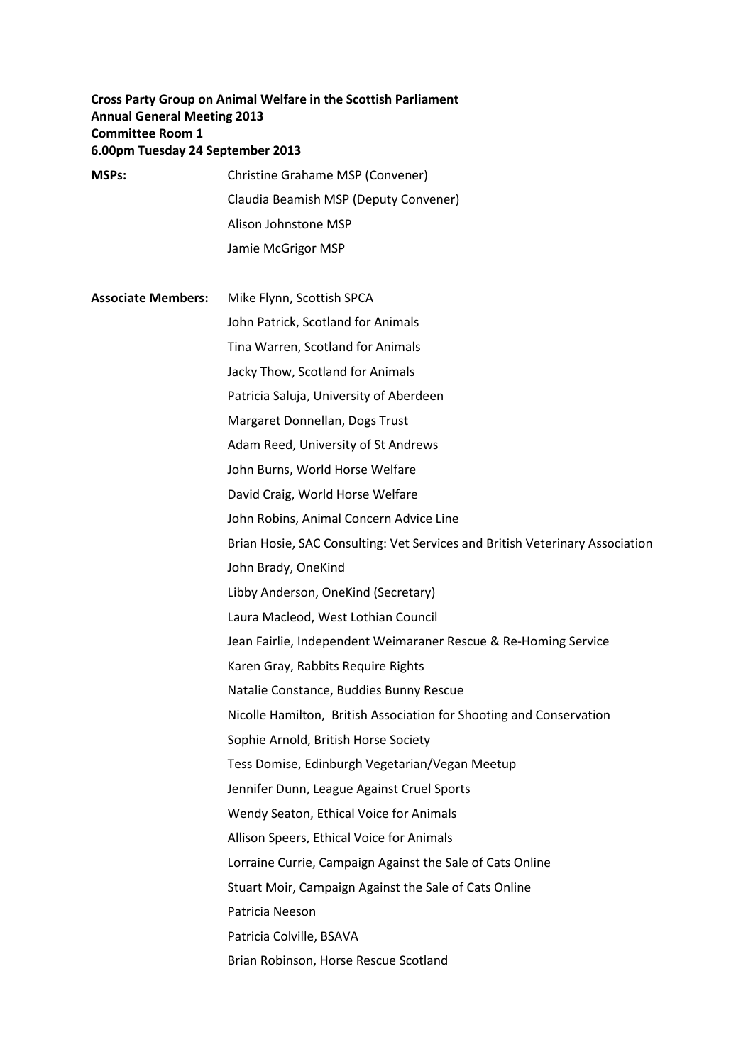**Cross Party Group on Animal Welfare in the Scottish Parliament**
**Annual General Meeting 2013**
**Committee Room 1**
**6.00pm Tuesday 24 September 2013**

**MSPs:**

- Christine Grahame MSP (Convener)
- Claudia Beamish MSP (Deputy Convener)
- Alison Johnstone MSP
- Jamie McGrigor MSP

**Associate Members:**

- Mike Flynn, Scottish SPCA
- John Patrick, Scotland for Animals
- Tina Warren, Scotland for Animals
- Jacky Thow, Scotland for Animals
- Patricia Saluja, University of Aberdeen
- Margaret Donnellan, Dogs Trust
- Adam Reed, University of St Andrews
- John Burns, World Horse Welfare
- David Craig, World Horse Welfare
- John Robins, Animal Concern Advice Line
- Brian Hosie, SAC Consulting: Vet Services and British Veterinary Association
- John Brady, OneKind
- Libby Anderson, OneKind (Secretary)
- Laura Macleod, West Lothian Council
- Jean Fairlie, Independent Weimaraner Rescue & Re-Homing Service
- Karen Gray, Rabbits Require Rights
- Natalie Constance, Buddies Bunny Rescue
- Nicolle Hamilton, British Association for Shooting and Conservation
- Sophie Arnold, British Horse Society
- Tess Domise, Edinburgh Vegetarian/Vegan Meetup
- Jennifer Dunn, League Against Cruel Sports
- Wendy Seaton, Ethical Voice for Animals
- Allison Speers, Ethical Voice for Animals
- Lorraine Currie, Campaign Against the Sale of Cats Online
- Stuart Moir, Campaign Against the Sale of Cats Online
- Patricia Neeson
- Patricia Colville, BSAVA
- Brian Robinson, Horse Rescue Scotland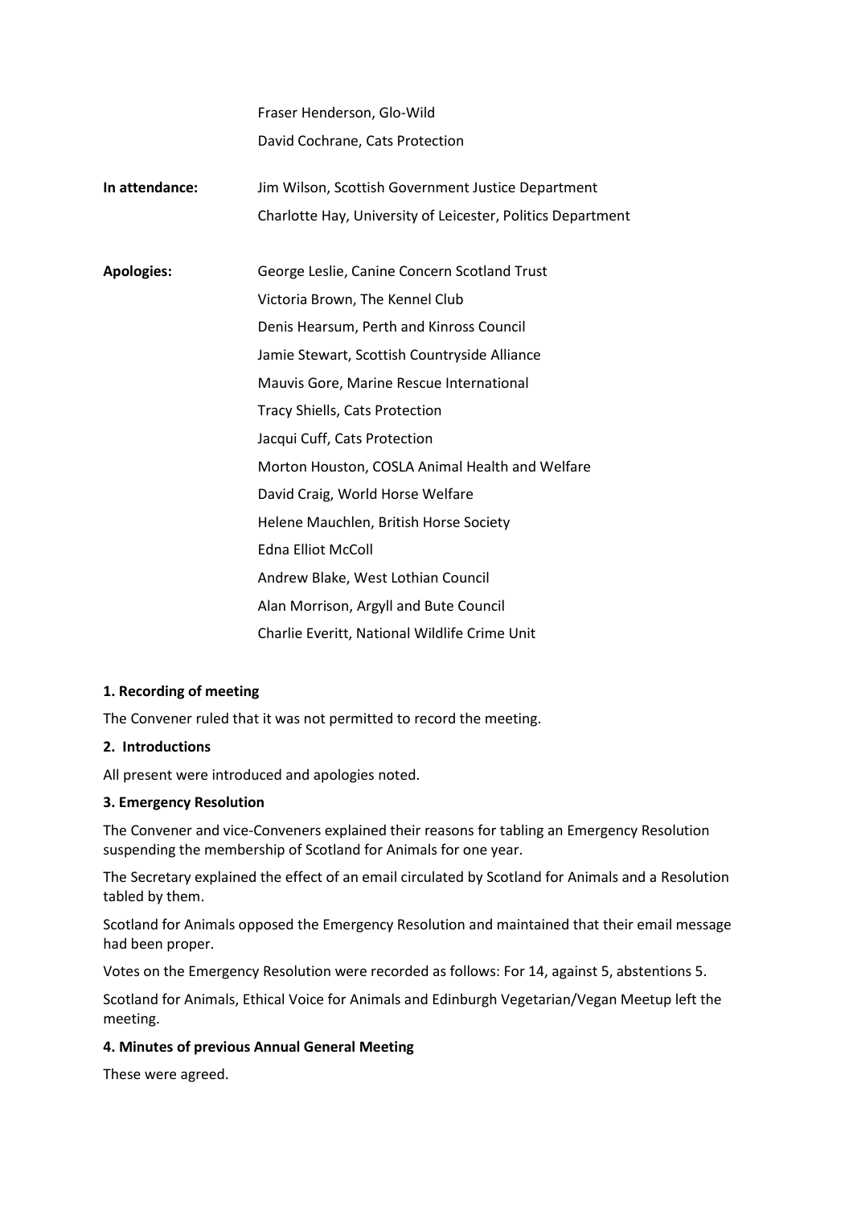| | |
|---|---|
| | Fraser Henderson, Glo-Wild |
| | David Cochrane, Cats Protection |
| **In attendance:** | Jim Wilson, Scottish Government Justice Department |
| | Charlotte Hay, University of Leicester, Politics Department |
| **Apologies:** | George Leslie, Canine Concern Scotland Trust |
| | Victoria Brown, The Kennel Club |
| | Denis Hearsum, Perth and Kinross Council |
| | Jamie Stewart, Scottish Countryside Alliance |
| | Mauvis Gore, Marine Rescue International |
| | Tracy Shiells, Cats Protection |
| | Jacqui Cuff, Cats Protection |
| | Morton Houston, COSLA Animal Health and Welfare |
| | David Craig, World Horse Welfare |
| | Helene Mauchlen, British Horse Society |
| | Edna Elliot McColl |
| | Andrew Blake, West Lothian Council |
| | Alan Morrison, Argyll and Bute Council |
| | Charlie Everitt, National Wildlife Crime Unit |

**1. Recording of meeting**

The Convener ruled that it was not permitted to record the meeting.

**2. Introductions**

All present were introduced and apologies noted.

**3. Emergency Resolution**

The Convener and vice-Conveners explained their reasons for tabling an Emergency Resolution suspending the membership of Scotland for Animals for one year.

The Secretary explained the effect of an email circulated by Scotland for Animals and a Resolution tabled by them.

Scotland for Animals opposed the Emergency Resolution and maintained that their email message had been proper.

Votes on the Emergency Resolution were recorded as follows: For 14, against 5, abstentions 5.

Scotland for Animals, Ethical Voice for Animals and Edinburgh Vegetarian/Vegan Meetup left the meeting.

**4. Minutes of previous Annual General Meeting**

These were agreed.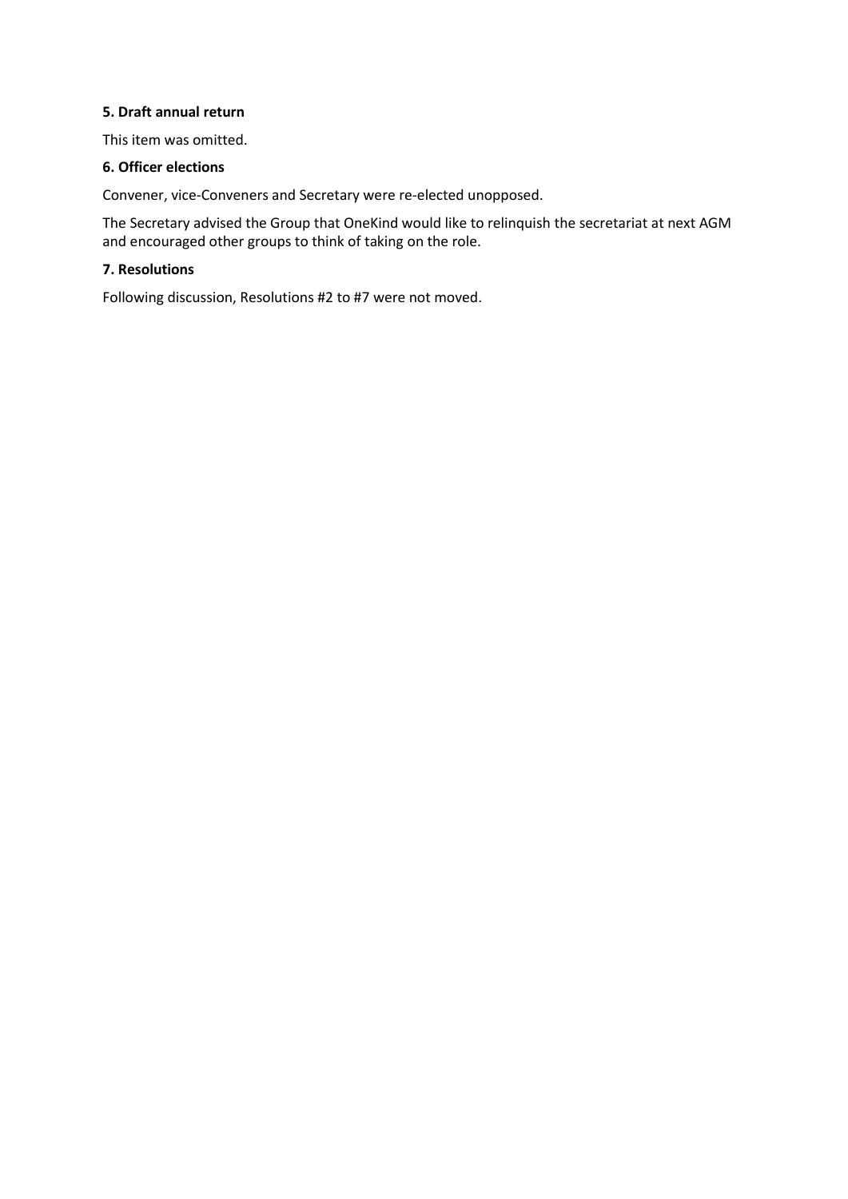**5. Draft annual return**

This item was omitted.

**6. Officer elections**

Convener, vice-Conveners and Secretary were re-elected unopposed.

The Secretary advised the Group that OneKind would like to relinquish the secretariat at next AGM and encouraged other groups to think of taking on the role.

**7. Resolutions**

Following discussion, Resolutions #2 to #7 were not moved.